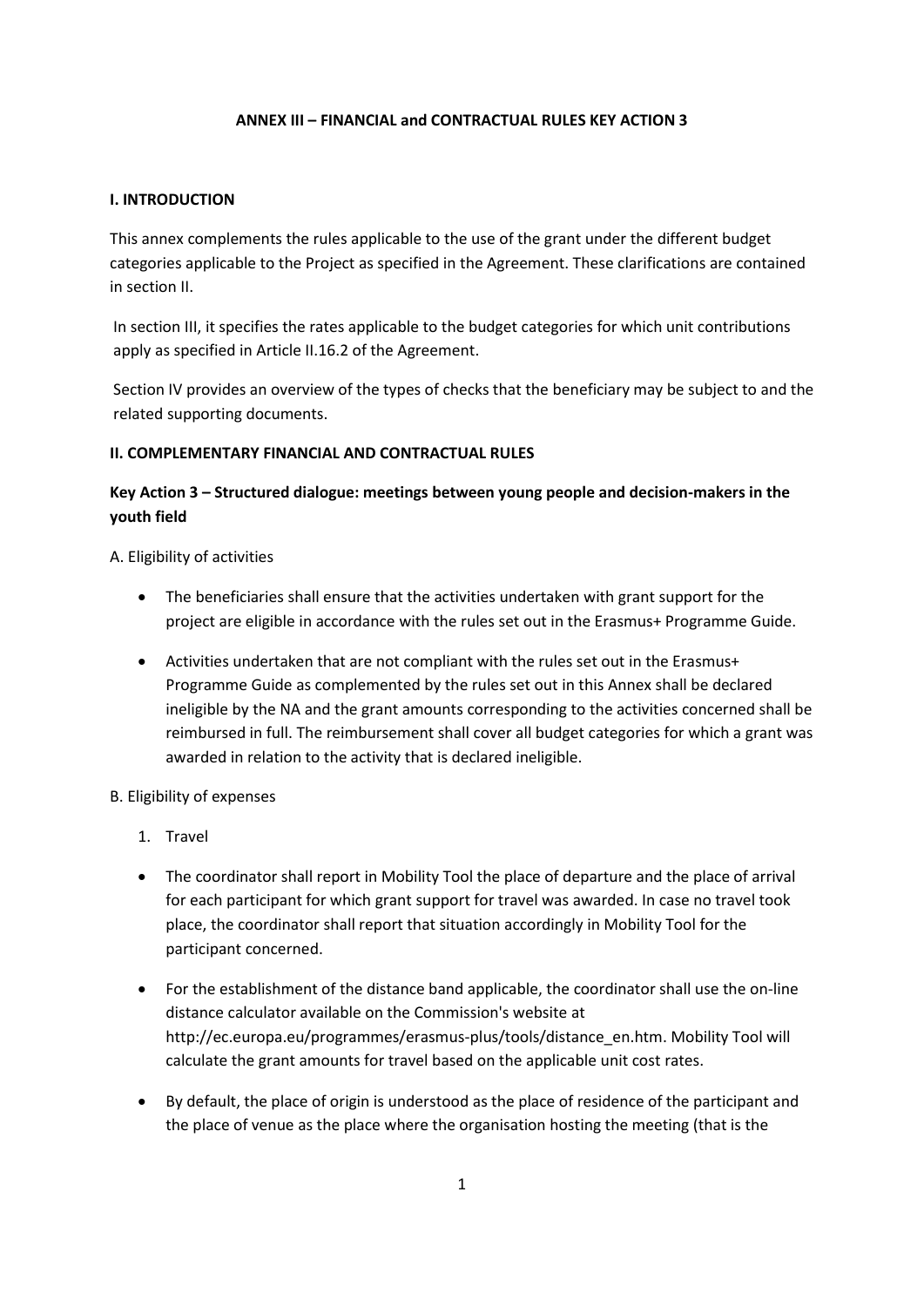# ANNEX III – FINANCIAL and CONTRACTUAL RULES KEY ACTION 3

## I. INTRODUCTION

This annex complements the rules applicable to the use of the grant under the different budget categories applicable to the Project as specified in the Agreement. These clarifications are contained in section II.

In section III, it specifies the rates applicable to the budget categories for which unit contributions apply as specified in Article II.16.2 of the Agreement.

Section IV provides an overview of the types of checks that the beneficiary may be subject to and the related supporting documents.

## II. COMPLEMENTARY FINANCIAL AND CONTRACTUAL RULES

### Key Action 3 – Structured dialogue: meetings between young people and decision-makers in the youth field

A. Eligibility of activities

- The beneficiaries shall ensure that the activities undertaken with grant support for the project are eligible in accordance with the rules set out in the Erasmus+ Programme Guide.
- Activities undertaken that are not compliant with the rules set out in the Erasmus+ Programme Guide as complemented by the rules set out in this Annex shall be declared ineligible by the NA and the grant amounts corresponding to the activities concerned shall be reimbursed in full. The reimbursement shall cover all budget categories for which a grant was awarded in relation to the activity that is declared ineligible.

B. Eligibility of expenses

1. Travel

- The coordinator shall report in Mobility Tool the place of departure and the place of arrival for each participant for which grant support for travel was awarded. In case no travel took place, the coordinator shall report that situation accordingly in Mobility Tool for the participant concerned.
- For the establishment of the distance band applicable, the coordinator shall use the on-line distance calculator available on the Commission's website at http://ec.europa.eu/programmes/erasmus-plus/tools/distance_en.htm. Mobility Tool will calculate the grant amounts for travel based on the applicable unit cost rates.
- By default, the place of origin is understood as the place of residence of the participant and the place of venue as the place where the organisation hosting the meeting (that is the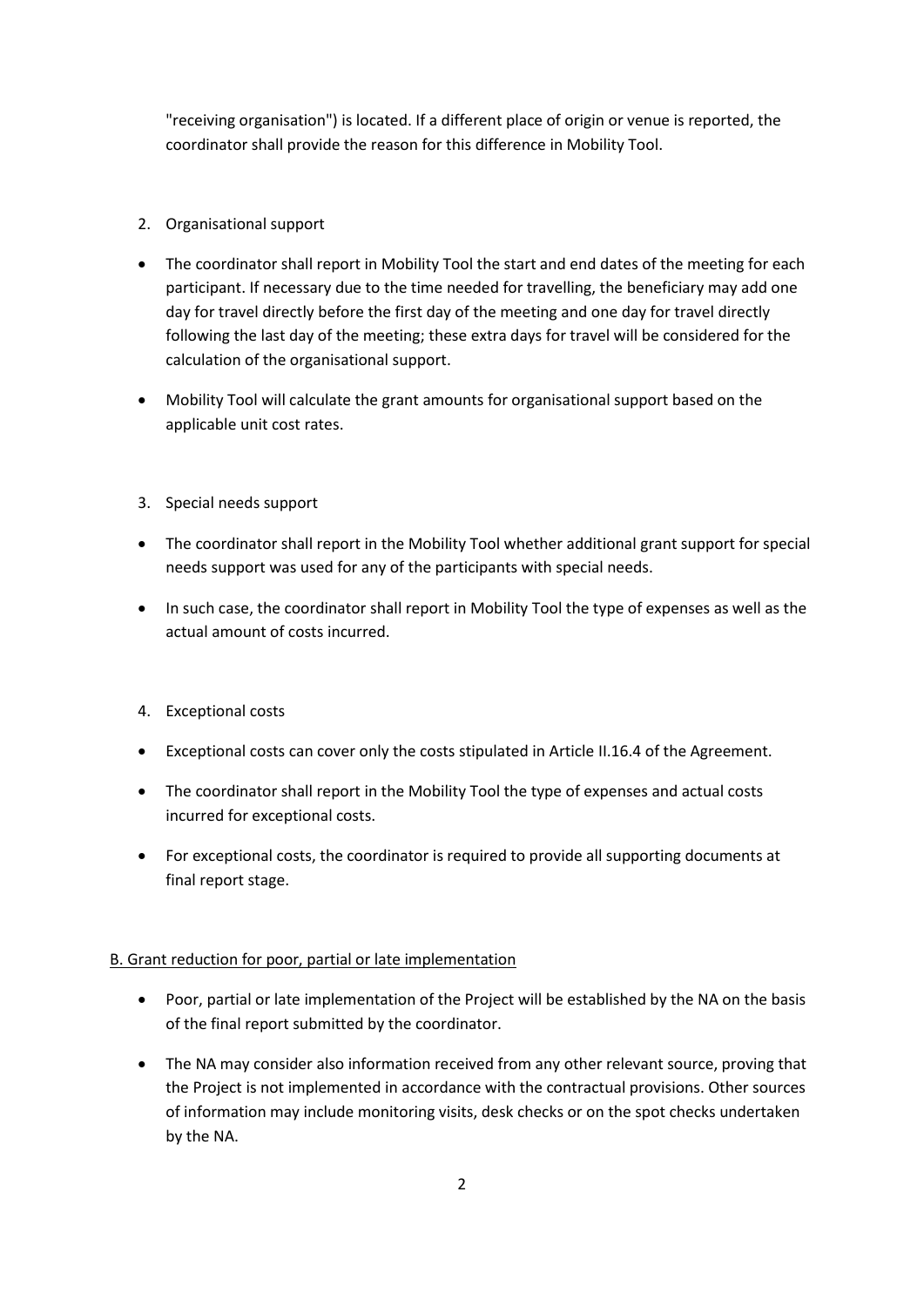"receiving organisation") is located. If a different place of origin or venue is reported, the coordinator shall provide the reason for this difference in Mobility Tool.

2. Organisational support

- The coordinator shall report in Mobility Tool the start and end dates of the meeting for each participant. If necessary due to the time needed for travelling, the beneficiary may add one day for travel directly before the first day of the meeting and one day for travel directly following the last day of the meeting; these extra days for travel will be considered for the calculation of the organisational support.
- Mobility Tool will calculate the grant amounts for organisational support based on the applicable unit cost rates.

3. Special needs support

- The coordinator shall report in the Mobility Tool whether additional grant support for special needs support was used for any of the participants with special needs.
- In such case, the coordinator shall report in Mobility Tool the type of expenses as well as the actual amount of costs incurred.

4. Exceptional costs

- Exceptional costs can cover only the costs stipulated in Article II.16.4 of the Agreement.
- The coordinator shall report in the Mobility Tool the type of expenses and actual costs incurred for exceptional costs.
- For exceptional costs, the coordinator is required to provide all supporting documents at final report stage.

B. Grant reduction for poor, partial or late implementation

- Poor, partial or late implementation of the Project will be established by the NA on the basis of the final report submitted by the coordinator.
- The NA may consider also information received from any other relevant source, proving that the Project is not implemented in accordance with the contractual provisions. Other sources of information may include monitoring visits, desk checks or on the spot checks undertaken by the NA.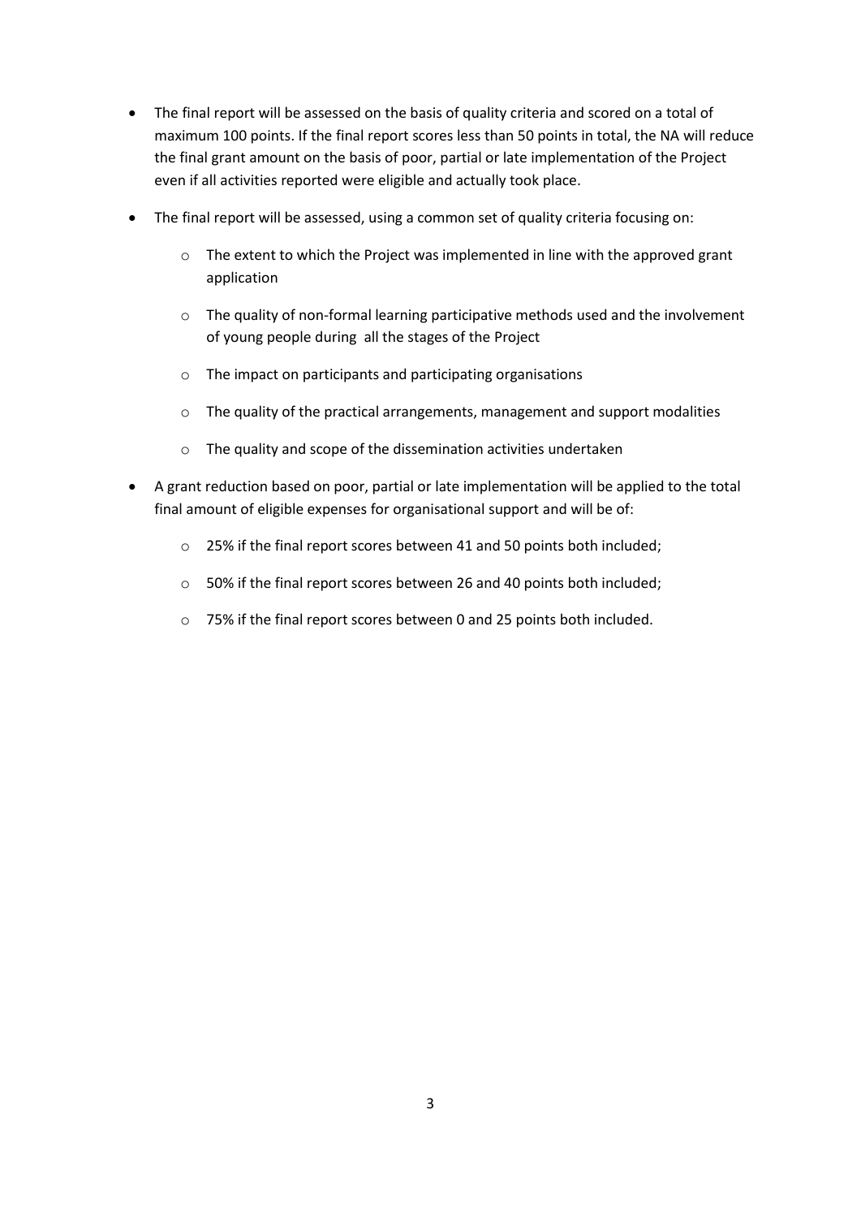- The final report will be assessed on the basis of quality criteria and scored on a total of maximum 100 points. If the final report scores less than 50 points in total, the NA will reduce the final grant amount on the basis of poor, partial or late implementation of the Project even if all activities reported were eligible and actually took place.
- The final report will be assessed, using a common set of quality criteria focusing on:
  - The extent to which the Project was implemented in line with the approved grant application
  - The quality of non-formal learning participative methods used and the involvement of young people during all the stages of the Project
  - The impact on participants and participating organisations
  - The quality of the practical arrangements, management and support modalities
  - The quality and scope of the dissemination activities undertaken
- A grant reduction based on poor, partial or late implementation will be applied to the total final amount of eligible expenses for organisational support and will be of:
  - 25% if the final report scores between 41 and 50 points both included;
  - 50% if the final report scores between 26 and 40 points both included;
  - 75% if the final report scores between 0 and 25 points both included.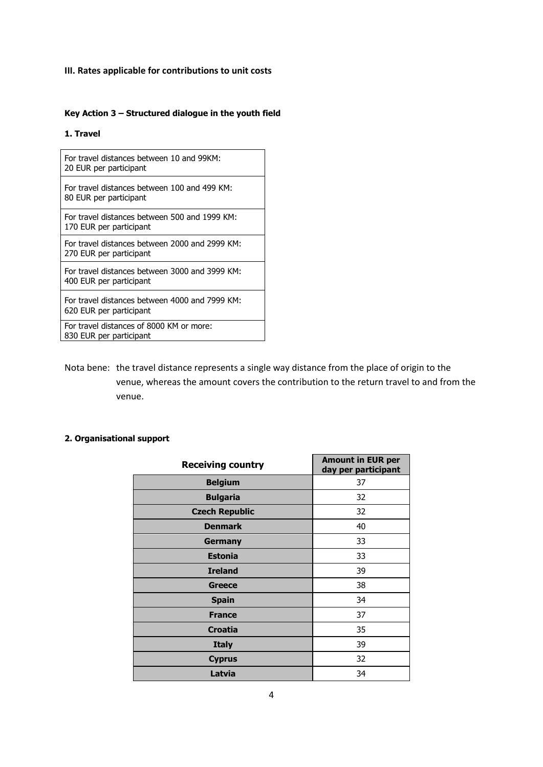**III. Rates applicable for contributions to unit costs**

**Key Action 3 – Structured dialogue in the youth field**

**1. Travel**

| |
|---|
| For travel distances between 10 and 99KM: 20 EUR per participant |
| For travel distances between 100 and 499 KM: 80 EUR per participant |
| For travel distances between 500 and 1999 KM: 170 EUR per participant |
| For travel distances between 2000 and 2999 KM: 270 EUR per participant |
| For travel distances between 3000 and 3999 KM: 400 EUR per participant |
| For travel distances between 4000 and 7999 KM: 620 EUR per participant |
| For travel distances of 8000 KM or more: 830 EUR per participant |

Nota bene: the travel distance represents a single way distance from the place of origin to the venue, whereas the amount covers the contribution to the return travel to and from the venue.

**2. Organisational support**

| Receiving country | Amount in EUR per day per participant |
|---|---|
| **Belgium** | 37 |
| **Bulgaria** | 32 |
| **Czech Republic** | 32 |
| **Denmark** | 40 |
| **Germany** | 33 |
| **Estonia** | 33 |
| **Ireland** | 39 |
| **Greece** | 38 |
| **Spain** | 34 |
| **France** | 37 |
| **Croatia** | 35 |
| **Italy** | 39 |
| **Cyprus** | 32 |
| **Latvia** | 34 |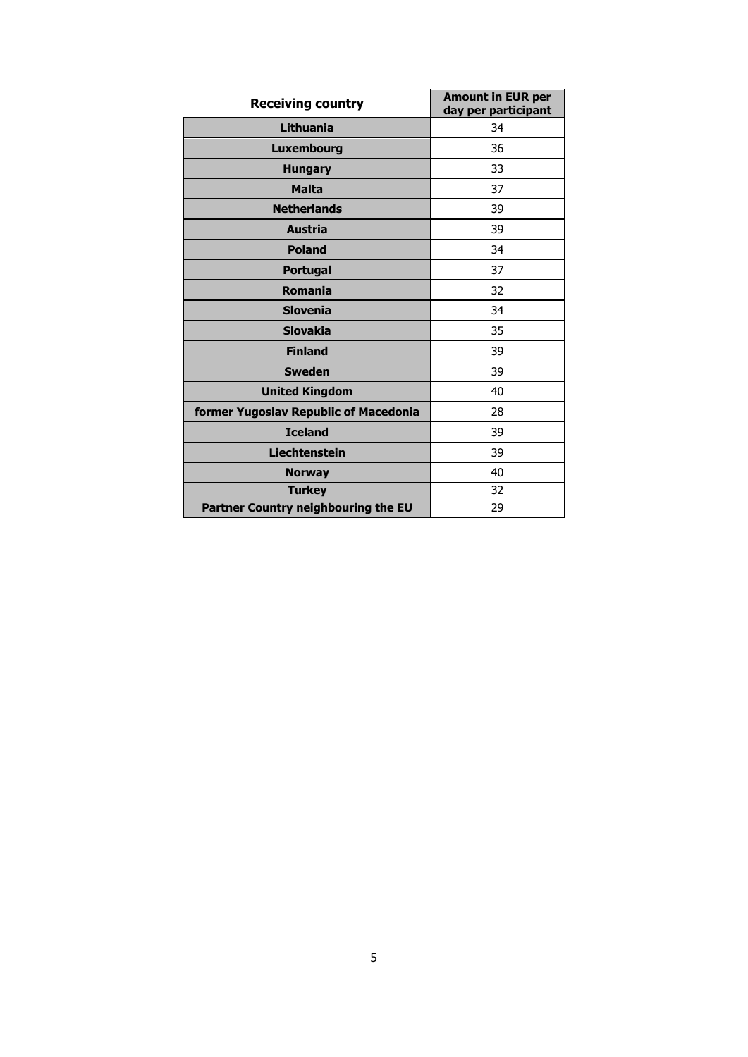| Receiving country | Amount in EUR per day per participant |
|---|---|
| **Lithuania** | 34 |
| **Luxembourg** | 36 |
| **Hungary** | 33 |
| **Malta** | 37 |
| **Netherlands** | 39 |
| **Austria** | 39 |
| **Poland** | 34 |
| **Portugal** | 37 |
| **Romania** | 32 |
| **Slovenia** | 34 |
| **Slovakia** | 35 |
| **Finland** | 39 |
| **Sweden** | 39 |
| **United Kingdom** | 40 |
| **former Yugoslav Republic of Macedonia** | 28 |
| **Iceland** | 39 |
| **Liechtenstein** | 39 |
| **Norway** | 40 |
| **Turkey** | 32 |
| **Partner Country neighbouring the EU** | 29 |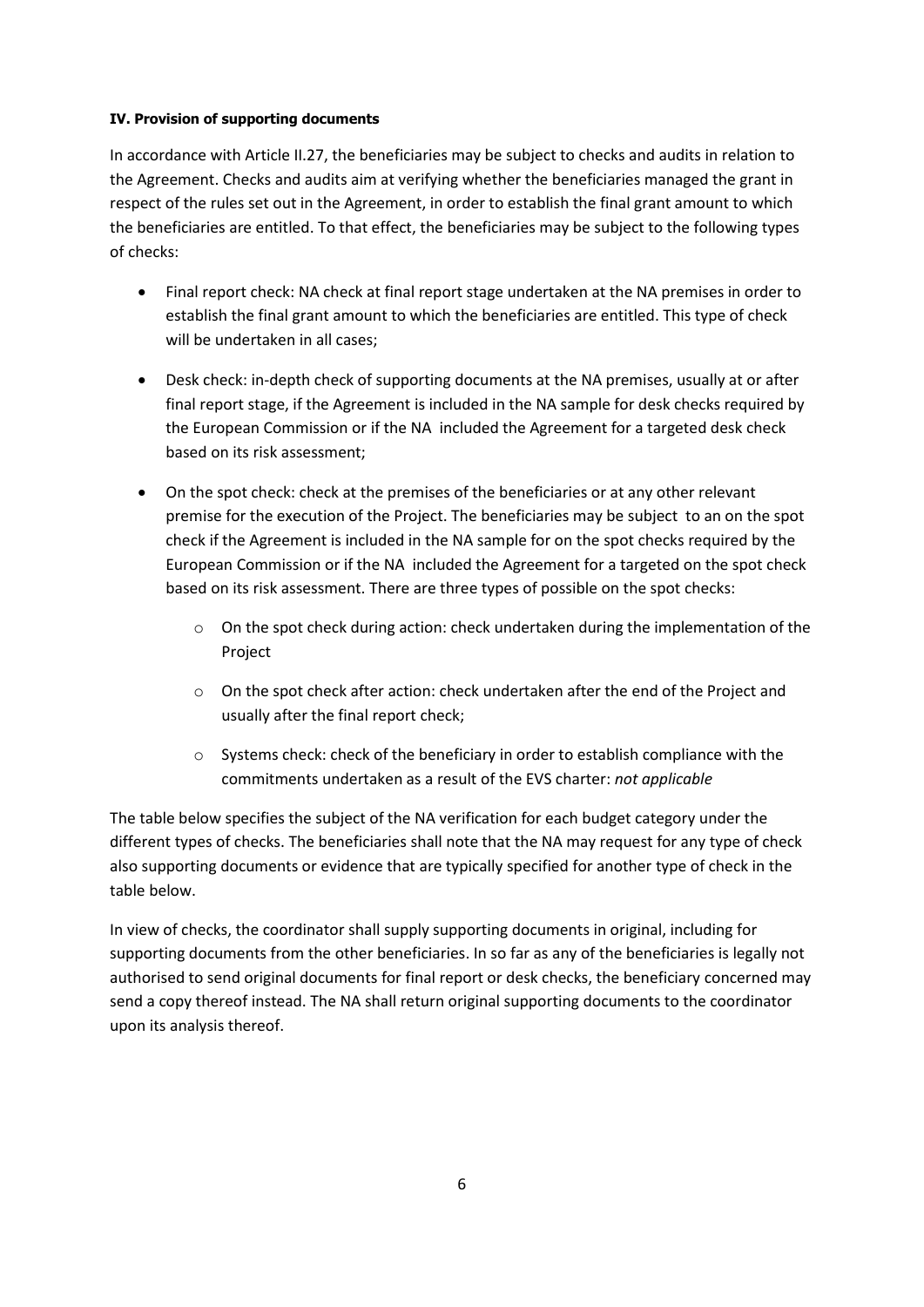#### **IV. Provision of supporting documents**

In accordance with Article II.27, the beneficiaries may be subject to checks and audits in relation to the Agreement. Checks and audits aim at verifying whether the beneficiaries managed the grant in respect of the rules set out in the Agreement, in order to establish the final grant amount to which the beneficiaries are entitled. To that effect, the beneficiaries may be subject to the following types of checks:

- Final report check: NA check at final report stage undertaken at the NA premises in order to establish the final grant amount to which the beneficiaries are entitled. This type of check will be undertaken in all cases;
- Desk check: in-depth check of supporting documents at the NA premises, usually at or after final report stage, if the Agreement is included in the NA sample for desk checks required by the European Commission or if the NA included the Agreement for a targeted desk check based on its risk assessment;
- On the spot check: check at the premises of the beneficiaries or at any other relevant premise for the execution of the Project. The beneficiaries may be subject to an on the spot check if the Agreement is included in the NA sample for on the spot checks required by the European Commission or if the NA included the Agreement for a targeted on the spot check based on its risk assessment. There are three types of possible on the spot checks:
  - On the spot check during action: check undertaken during the implementation of the Project
  - On the spot check after action: check undertaken after the end of the Project and usually after the final report check;
  - Systems check: check of the beneficiary in order to establish compliance with the commitments undertaken as a result of the EVS charter: *not applicable*

The table below specifies the subject of the NA verification for each budget category under the different types of checks. The beneficiaries shall note that the NA may request for any type of check also supporting documents or evidence that are typically specified for another type of check in the table below.

In view of checks, the coordinator shall supply supporting documents in original, including for supporting documents from the other beneficiaries. In so far as any of the beneficiaries is legally not authorised to send original documents for final report or desk checks, the beneficiary concerned may send a copy thereof instead. The NA shall return original supporting documents to the coordinator upon its analysis thereof.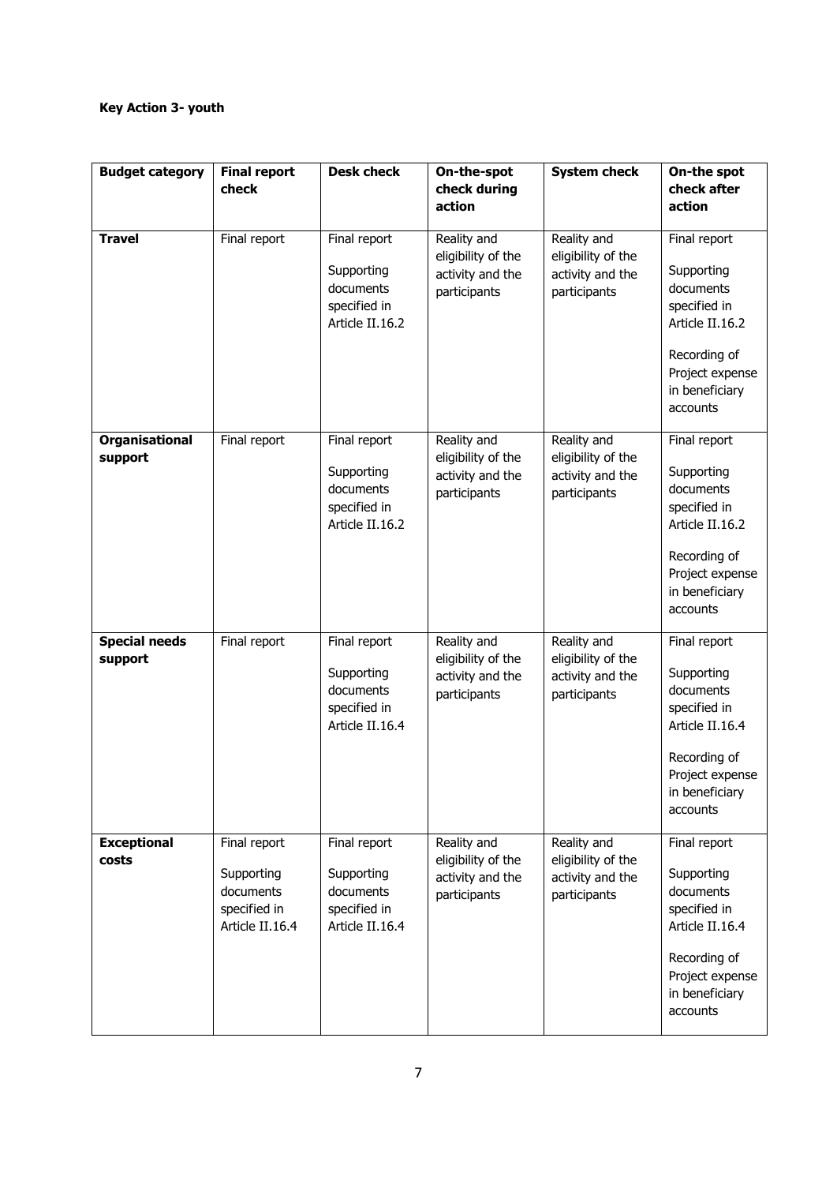**Key Action 3- youth**

| Budget category | Final report check | Desk check | On-the-spot check during action | System check | On-the spot check after action |
|---|---|---|---|---|---|
| **Travel** | Final report | Final report<br><br>Supporting documents specified in Article II.16.2 | Reality and eligibility of the activity and the participants | Reality and eligibility of the activity and the participants | Final report<br><br>Supporting documents specified in Article II.16.2<br><br>Recording of Project expense in beneficiary accounts |
| **Organisational support** | Final report | Final report<br><br>Supporting documents specified in Article II.16.2 | Reality and eligibility of the activity and the participants | Reality and eligibility of the activity and the participants | Final report<br><br>Supporting documents specified in Article II.16.2<br><br>Recording of Project expense in beneficiary accounts |
| **Special needs support** | Final report | Final report<br><br>Supporting documents specified in Article II.16.4 | Reality and eligibility of the activity and the participants | Reality and eligibility of the activity and the participants | Final report<br><br>Supporting documents specified in Article II.16.4<br><br>Recording of Project expense in beneficiary accounts |
| **Exceptional costs** | Final report<br><br>Supporting documents specified in Article II.16.4 | Final report<br><br>Supporting documents specified in Article II.16.4 | Reality and eligibility of the activity and the participants | Reality and eligibility of the activity and the participants | Final report<br><br>Supporting documents specified in Article II.16.4<br><br>Recording of Project expense in beneficiary accounts |